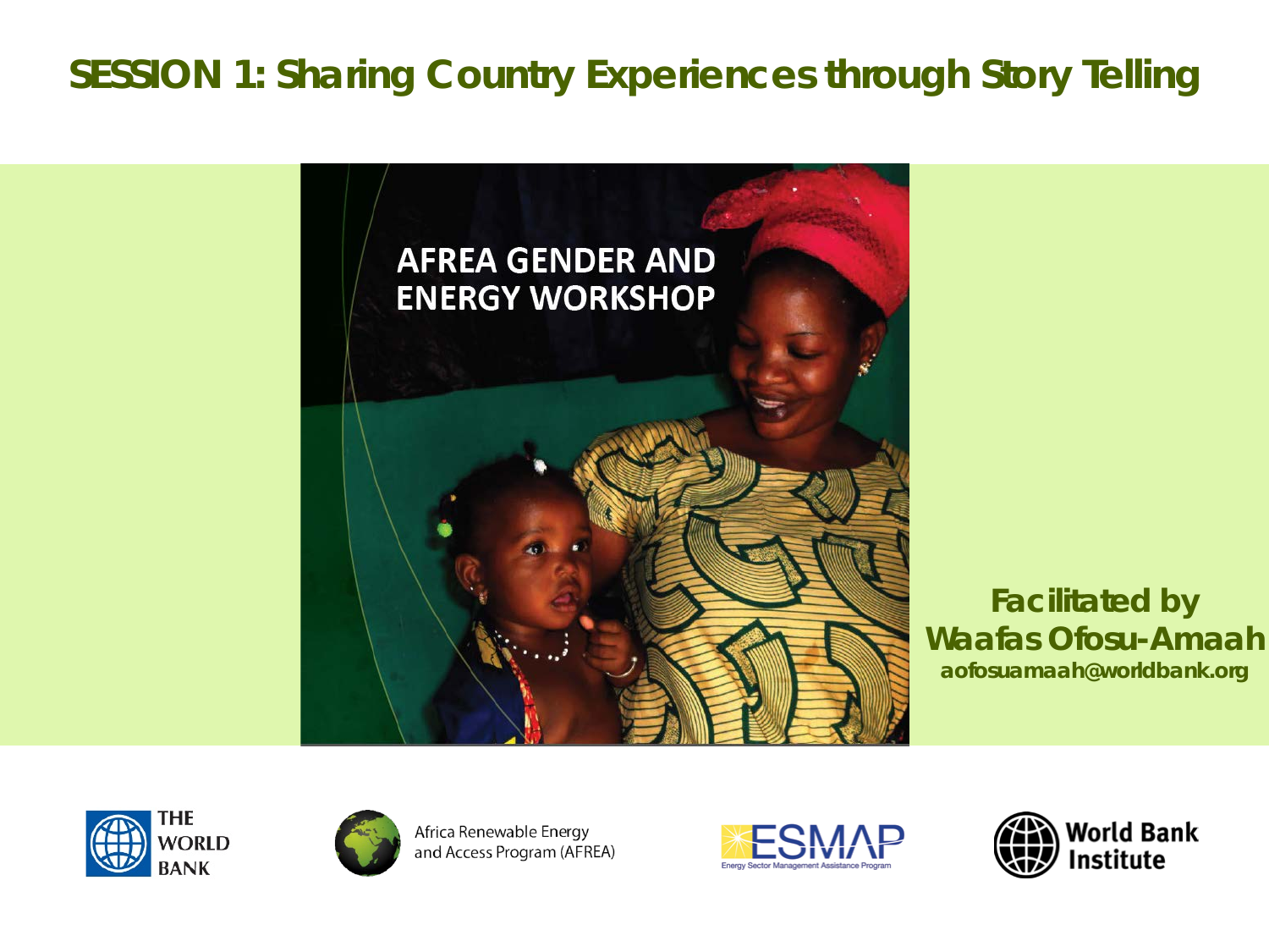# SESSION 1: Sharing Country Experiences through Story Telling

AFREA GENDER AND ENERGY WORKSHOP

**Facilitated by**
**Waafas Ofosu-Amaah**
**aofosuamaah@worldbank.org**

THE WORLD BANK

Africa Renewable Energy and Access Program (AFREA)

ESMAP Energy Sector Management Assistance Program

World Bank Institute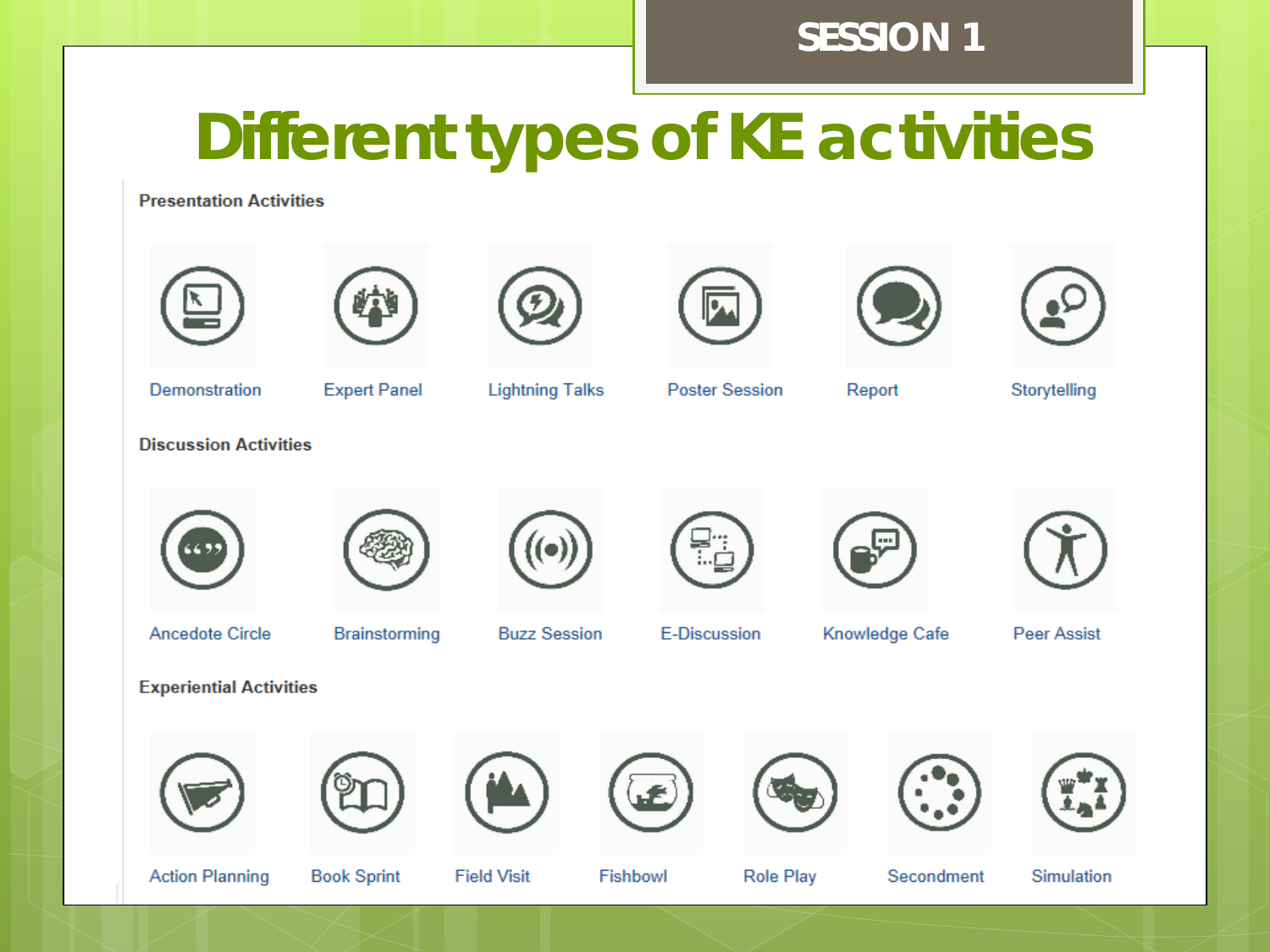SESSION 1

# Different types of KE activities

### Presentation Activities

- Demonstration
- Expert Panel
- Lightning Talks
- Poster Session
- Report
- Storytelling

### Discussion Activities

- Ancedote Circle
- Brainstorming
- Buzz Session
- E-Discussion
- Knowledge Cafe
- Peer Assist

### Experiential Activities

- Action Planning
- Book Sprint
- Field Visit
- Fishbowl
- Role Play
- Secondment
- Simulation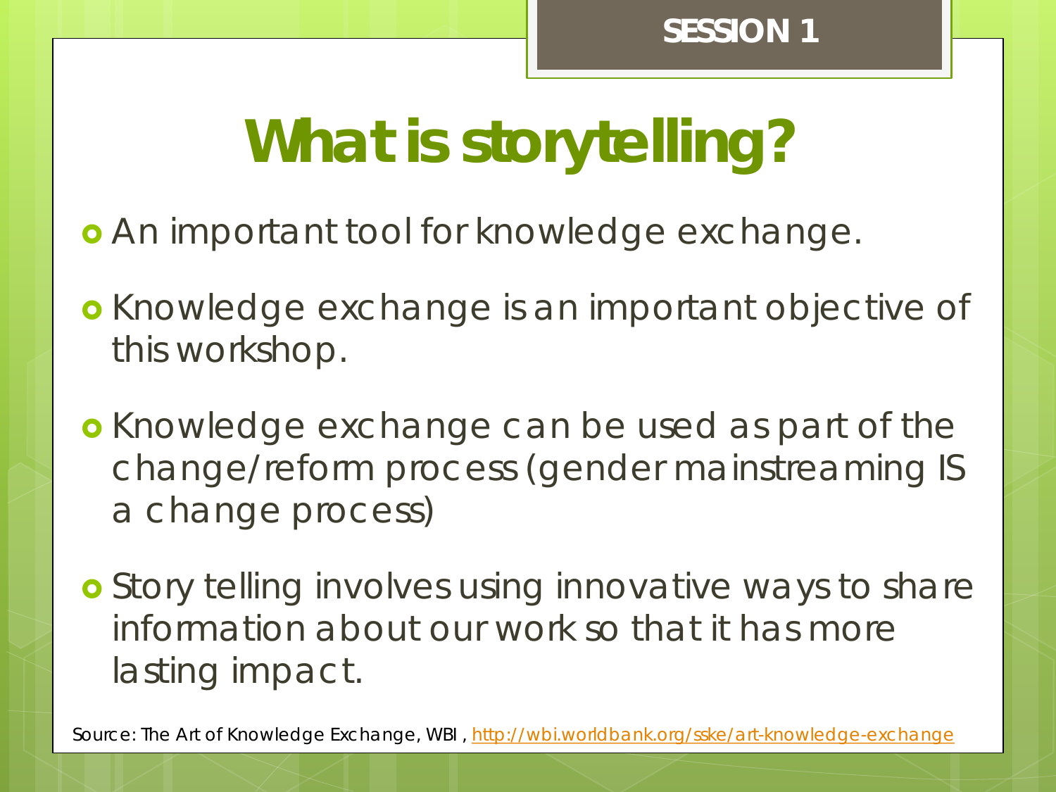SESSION 1

# What is storytelling?

- An important tool for knowledge exchange.
- Knowledge exchange is an important objective of this workshop.
- Knowledge exchange can be used as part of the change/reform process (gender mainstreaming IS a change process)
- Story telling involves using innovative ways to share information about our work so that it has more lasting impact.

Source: The Art of Knowledge Exchange, WBI , http://wbi.worldbank.org/sske/art-knowledge-exchange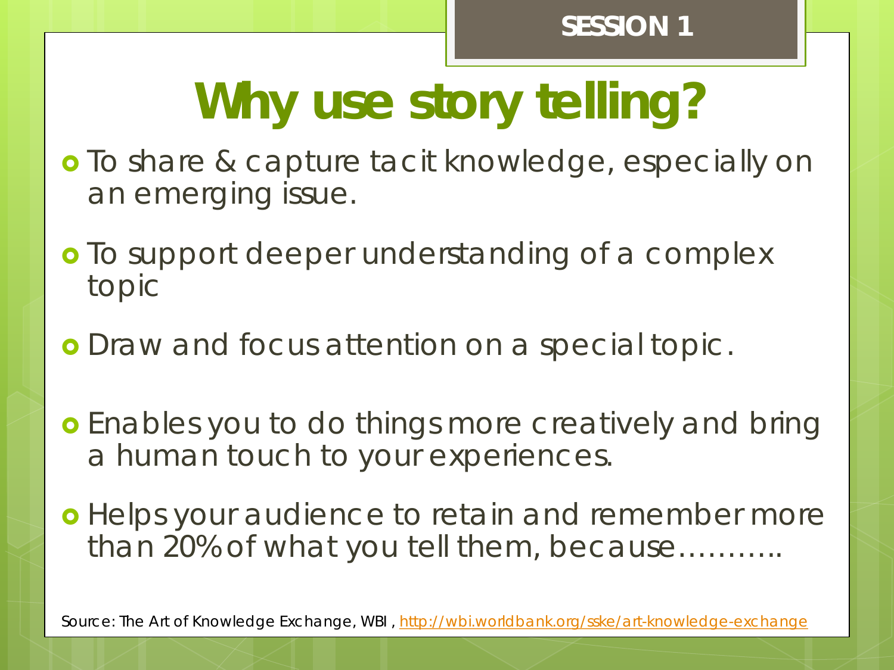SESSION 1

# Why use story telling?

- To share & capture tacit knowledge, especially on an emerging issue.
- To support deeper understanding of a complex topic
- Draw and focus attention on a special topic.
- Enables you to do things more creatively and bring a human touch to your experiences.
- Helps your audience to retain and remember more than 20% of what you tell them, because………..

Source: The Art of Knowledge Exchange, WBI , http://wbi.worldbank.org/sske/art-knowledge-exchange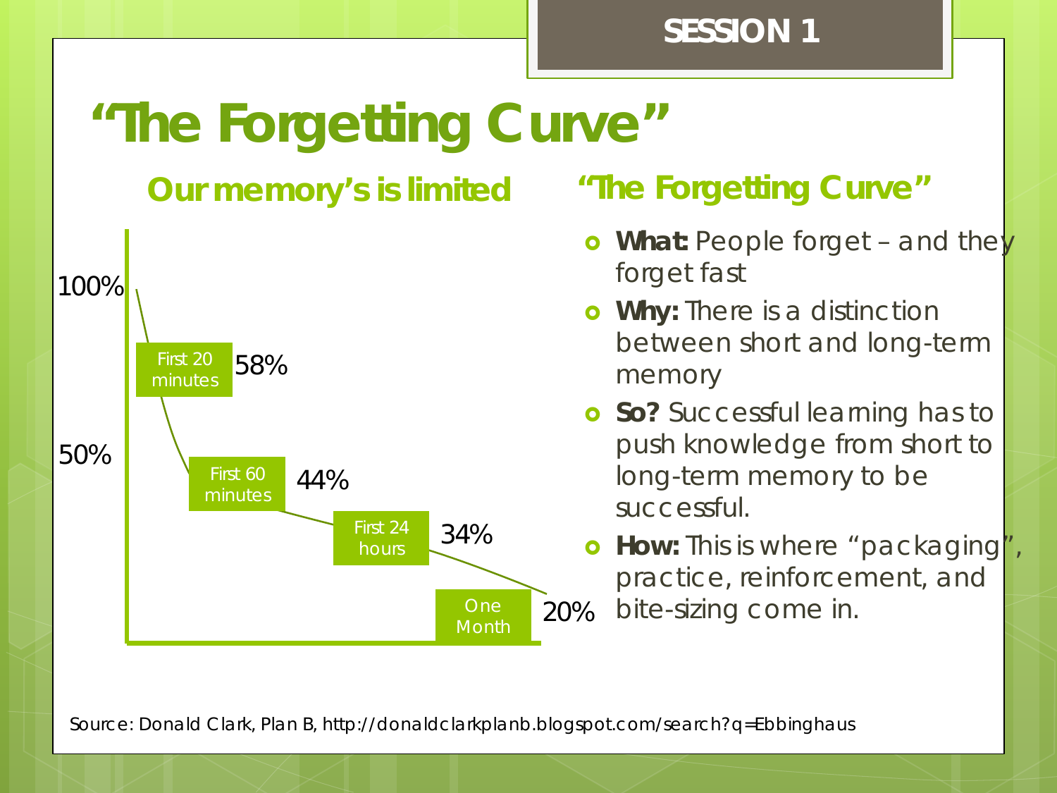# "The Forgetting Curve"

## Our memory's is limited

100%

First 20 minutes 58%

50%

First 60 minutes 44%

First 24 hours 34%

One Month 20%

## "The Forgetting Curve"

- **What:** People forget – and they forget fast
- **Why:** There is a distinction between short and long-term memory
- **So?** Successful learning has to push knowledge from short to long-term memory to be successful.
- **How:** This is where "packaging", practice, reinforcement, and bite-sizing come in.

Source: Donald Clark, Plan B, http://donaldclarkplanb.blogspot.com/search?q=Ebbinghaus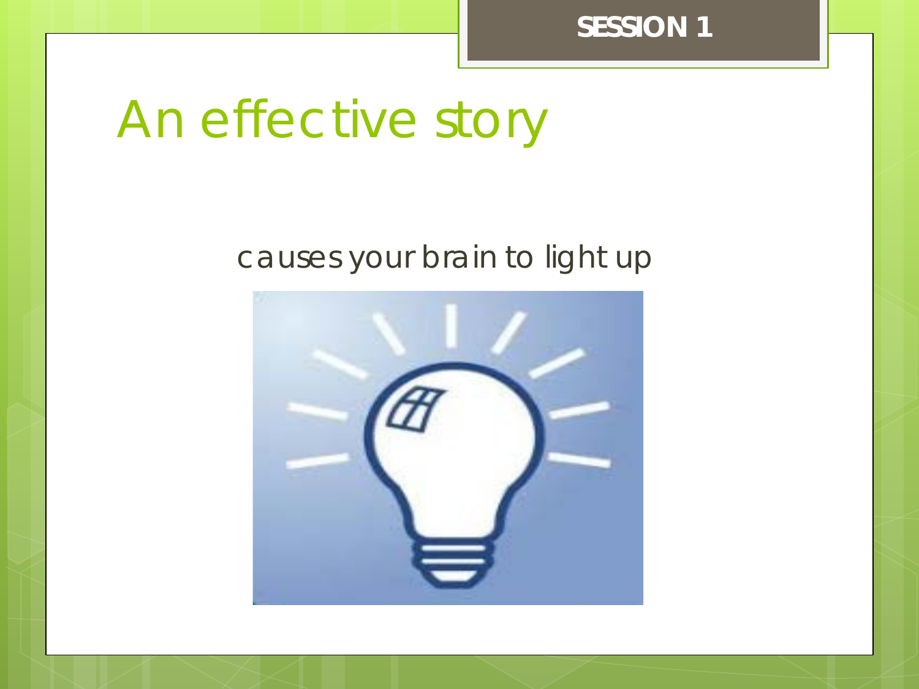SESSION 1

# An effective story

causes your brain to light up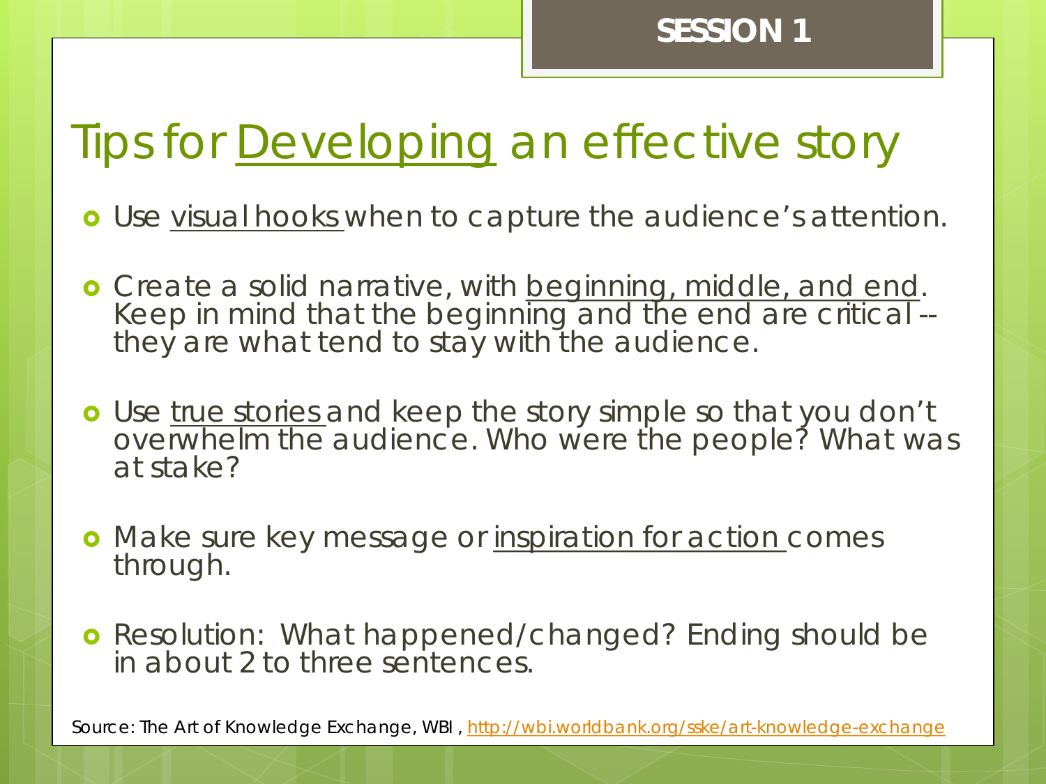SESSION 1

# Tips for Developing an effective story

- Use visual hooks when to capture the audience's attention.
- Create a solid narrative, with beginning, middle, and end. Keep in mind that the beginning and the end are critical -- they are what tend to stay with the audience.
- Use true stories and keep the story simple so that you don't overwhelm the audience. Who were the people? What was at stake?
- Make sure key message or inspiration for action comes through.
- Resolution: What happened/changed? Ending should be in about 2 to three sentences.

Source: The Art of Knowledge Exchange, WBI , http://wbi.worldbank.org/sske/art-knowledge-exchange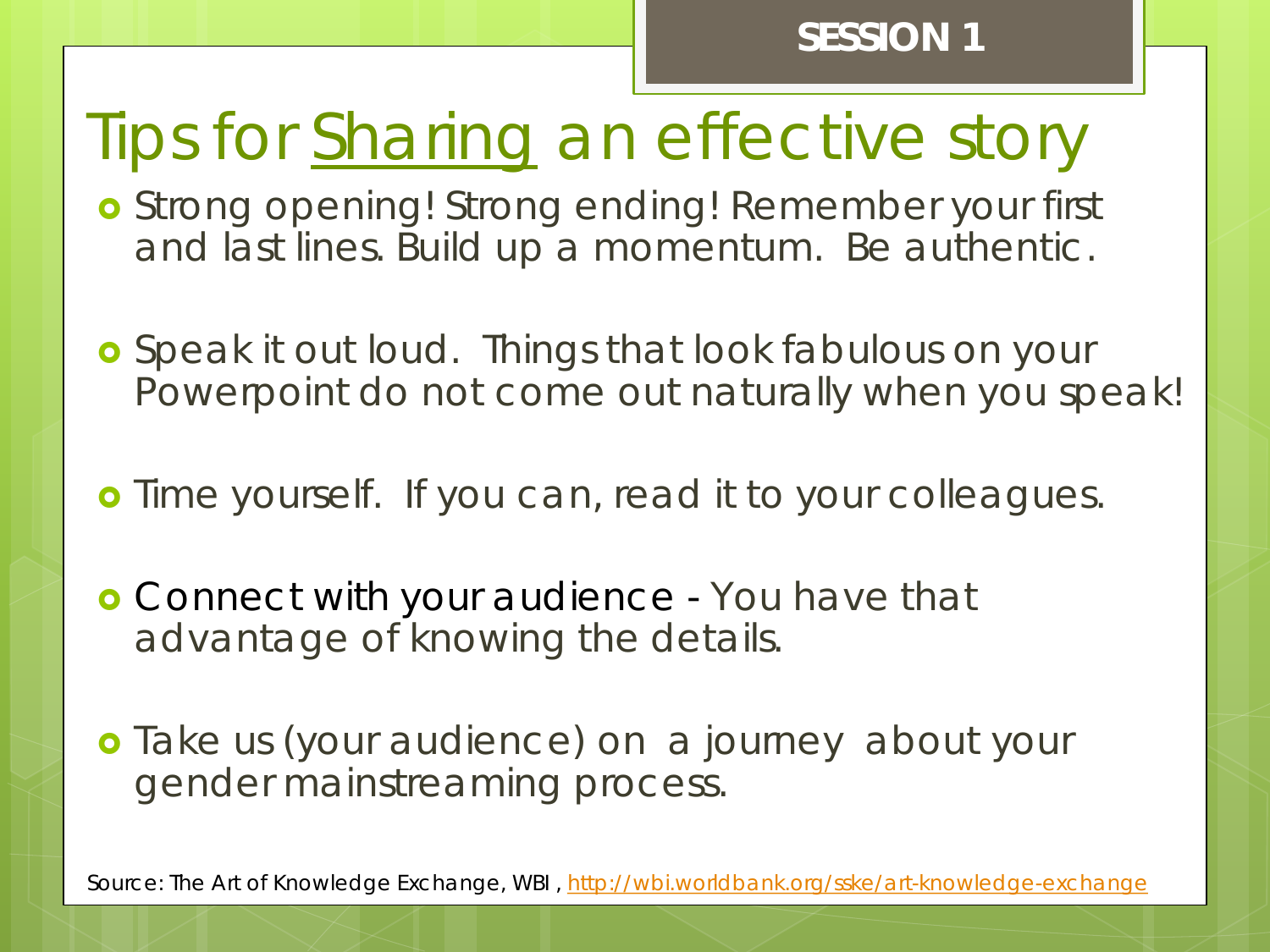SESSION 1

# Tips for Sharing an effective story

- Strong opening! Strong ending! Remember your first and last lines. Build up a momentum. Be authentic.
- Speak it out loud. Things that look fabulous on your Powerpoint do not come out naturally when you speak!
- Time yourself. If you can, read it to your colleagues.
- Connect with your audience - You have that advantage of knowing the details.
- Take us (your audience) on a journey about your gender mainstreaming process.

Source: The Art of Knowledge Exchange, WBI , http://wbi.worldbank.org/sske/art-knowledge-exchange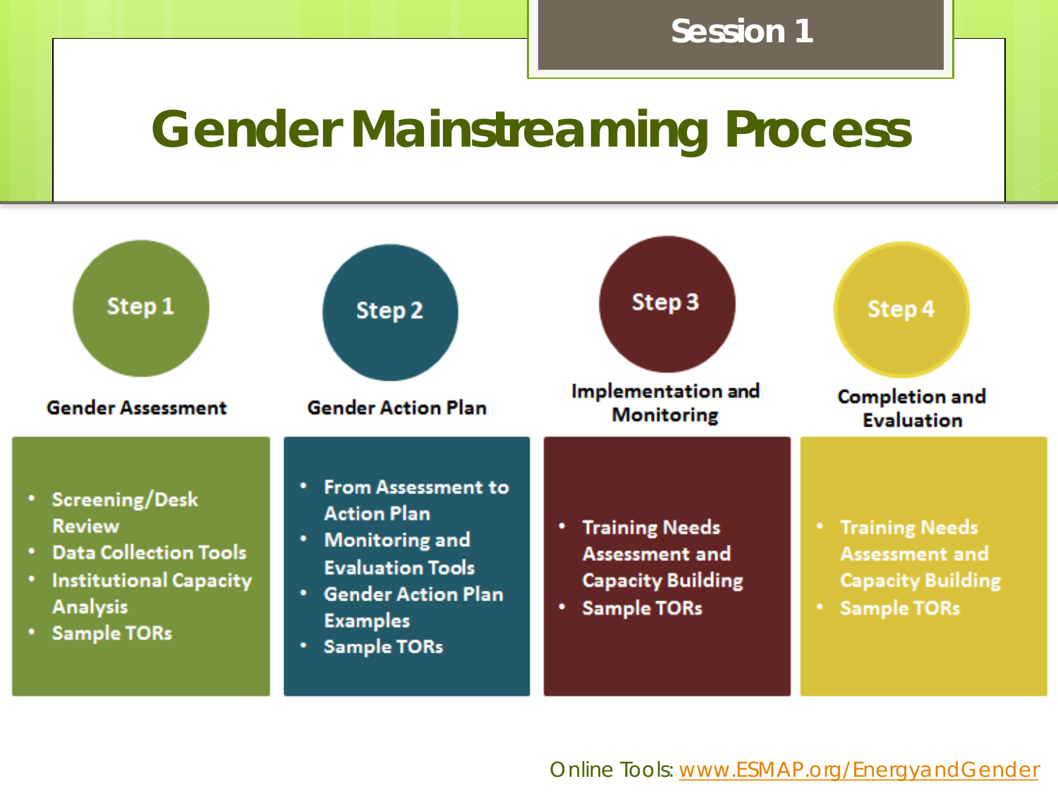Session 1

# Gender Mainstreaming Process

## Step 1

**Gender Assessment**

- Screening/Desk Review
- Data Collection Tools
- Institutional Capacity Analysis
- Sample TORs

## Step 2

**Gender Action Plan**

- From Assessment to Action Plan
- Monitoring and Evaluation Tools
- Gender Action Plan Examples
- Sample TORs

## Step 3

**Implementation and Monitoring**

- Training Needs Assessment and Capacity Building
- Sample TORs

## Step 4

**Completion and Evaluation**

- Training Needs Assessment and Capacity Building
- Sample TORs

Online Tools: www.ESMAP.org/EnergyandGender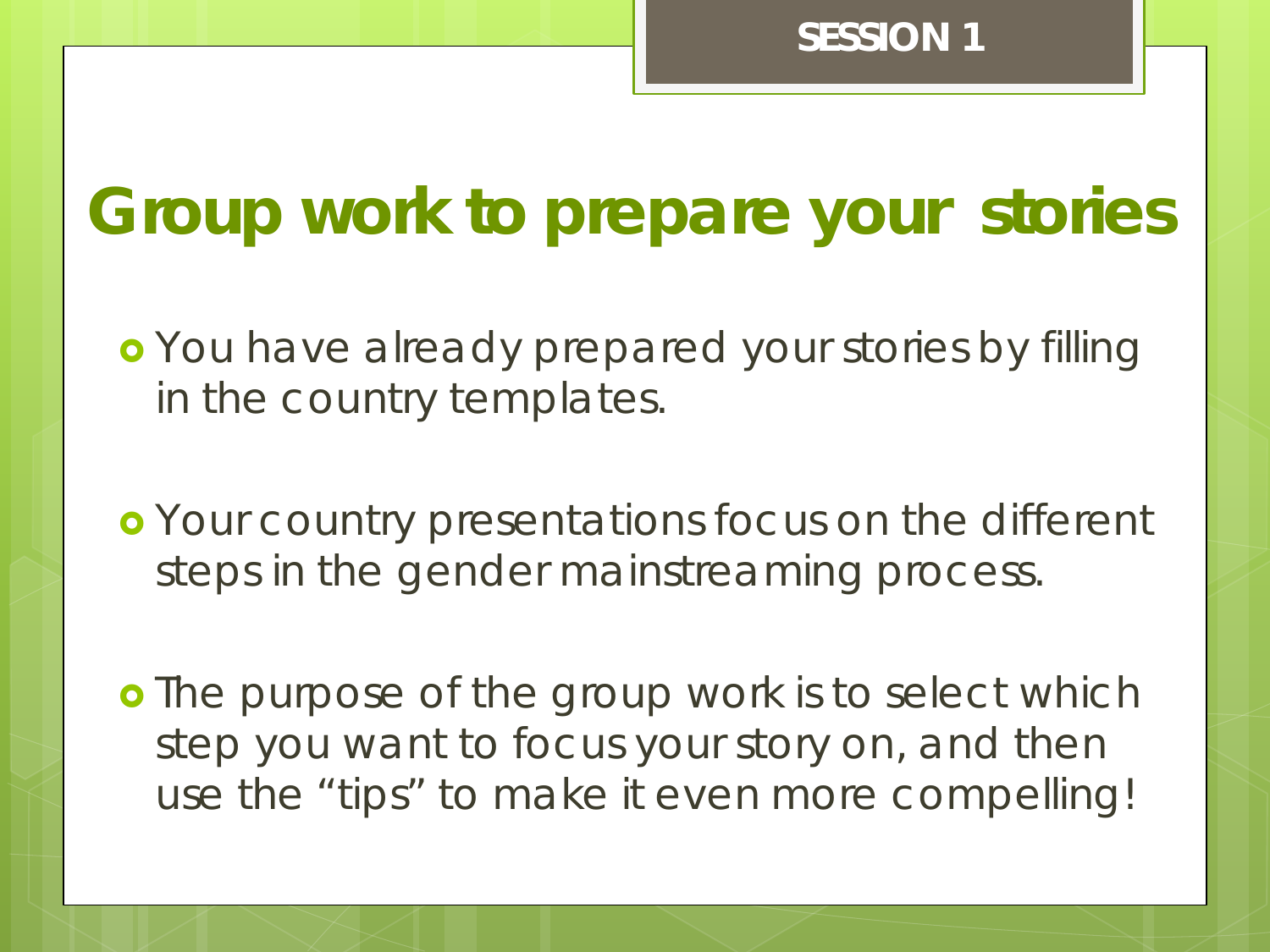SESSION 1

# Group work to prepare your stories

- You have already prepared your stories by filling in the country templates.
- Your country presentations focus on the different steps in the gender mainstreaming process.
- The purpose of the group work is to select which step you want to focus your story on, and then use the “tips” to make it even more compelling!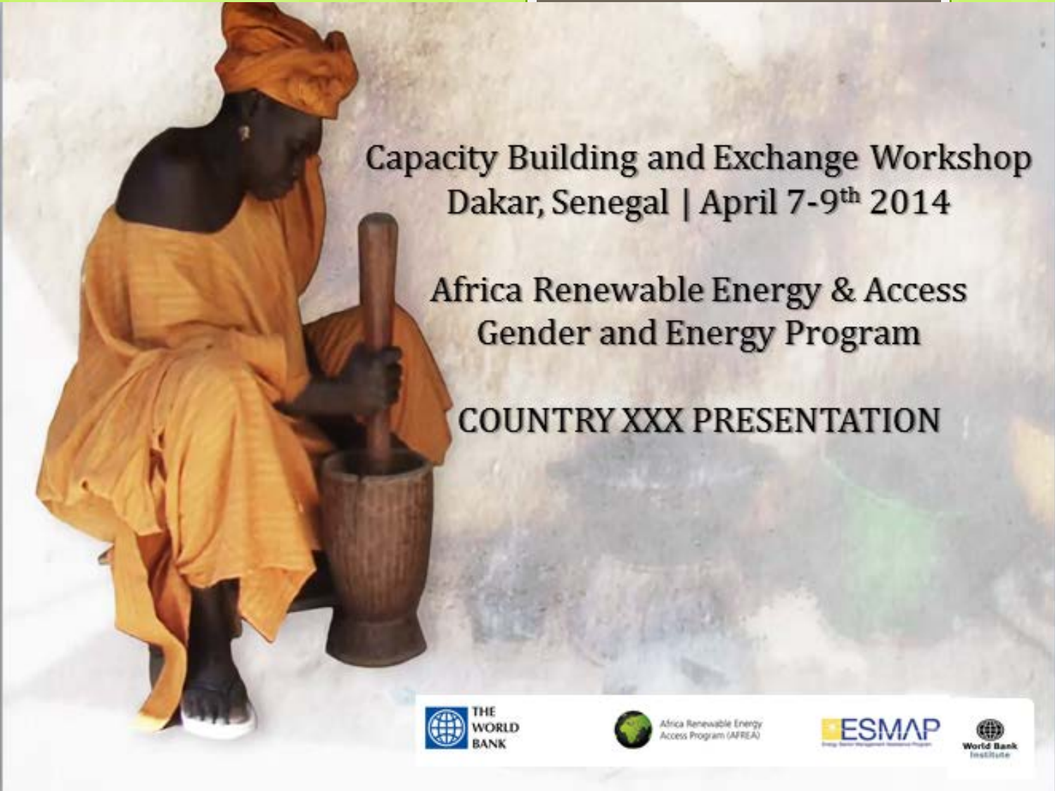# Capacity Building and Exchange Workshop

## Dakar, Senegal | April 7-9th 2014

## Africa Renewable Energy & Access Gender and Energy Program

## COUNTRY XXX PRESENTATION

THE WORLD BANK

Africa Renewable Energy Access Program (AFREA)

ESMAP

World Bank Institute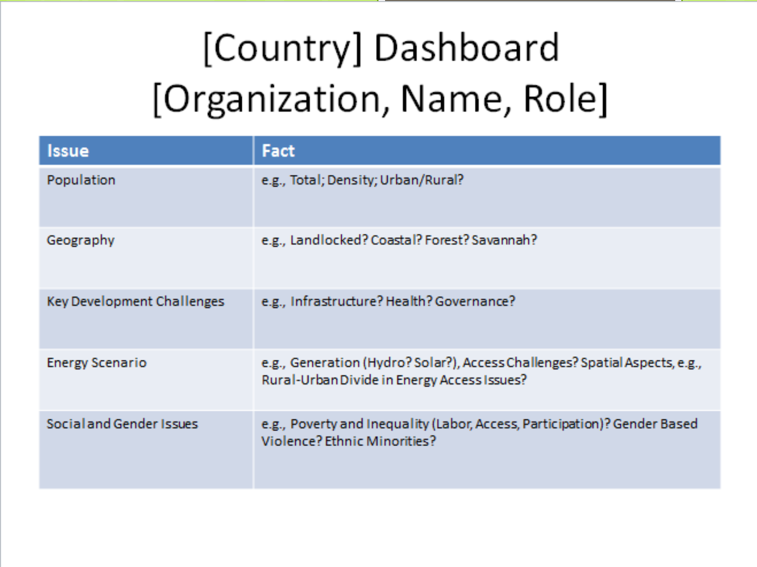# [Country] Dashboard [Organization, Name, Role]

| Issue | Fact |
|---|---|
| Population | e.g., Total; Density; Urban/Rural? |
| Geography | e.g., Landlocked? Coastal? Forest? Savannah? |
| Key Development Challenges | e.g., Infrastructure? Health? Governance? |
| Energy Scenario | e.g., Generation (Hydro? Solar?), Access Challenges? Spatial Aspects, e.g., Rural-Urban Divide in Energy Access Issues? |
| Social and Gender Issues | e.g., Poverty and Inequality (Labor, Access, Participation)? Gender Based Violence? Ethnic Minorities? |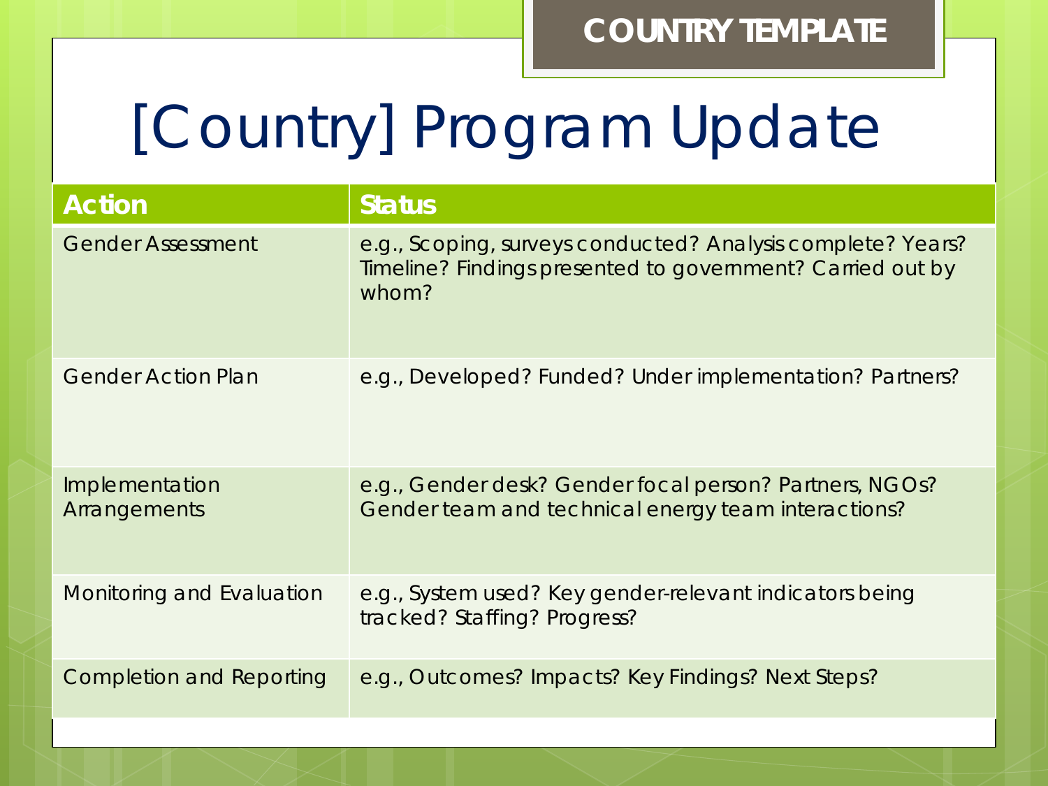**COUNTRY TEMPLATE**

# [Country] Program Update

| Action | Status |
|---|---|
| Gender Assessment | e.g., Scoping, surveys conducted? Analysis complete? Years? Timeline? Findings presented to government? Carried out by whom? |
| Gender Action Plan | e.g., Developed? Funded? Under implementation? Partners? |
| Implementation Arrangements | e.g., Gender desk? Gender focal person? Partners, NGOs? Gender team and technical energy team interactions? |
| Monitoring and Evaluation | e.g., System used? Key gender-relevant indicators being tracked? Staffing? Progress? |
| Completion and Reporting | e.g., Outcomes? Impacts? Key Findings? Next Steps? |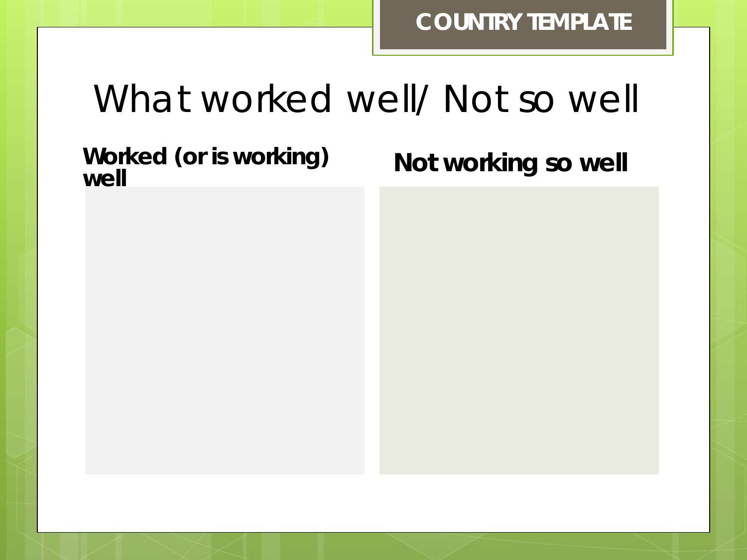COUNTRY TEMPLATE

# What worked well/ Not so well

| Worked (or is working) well | Not working so well |
| --- | --- |
| | |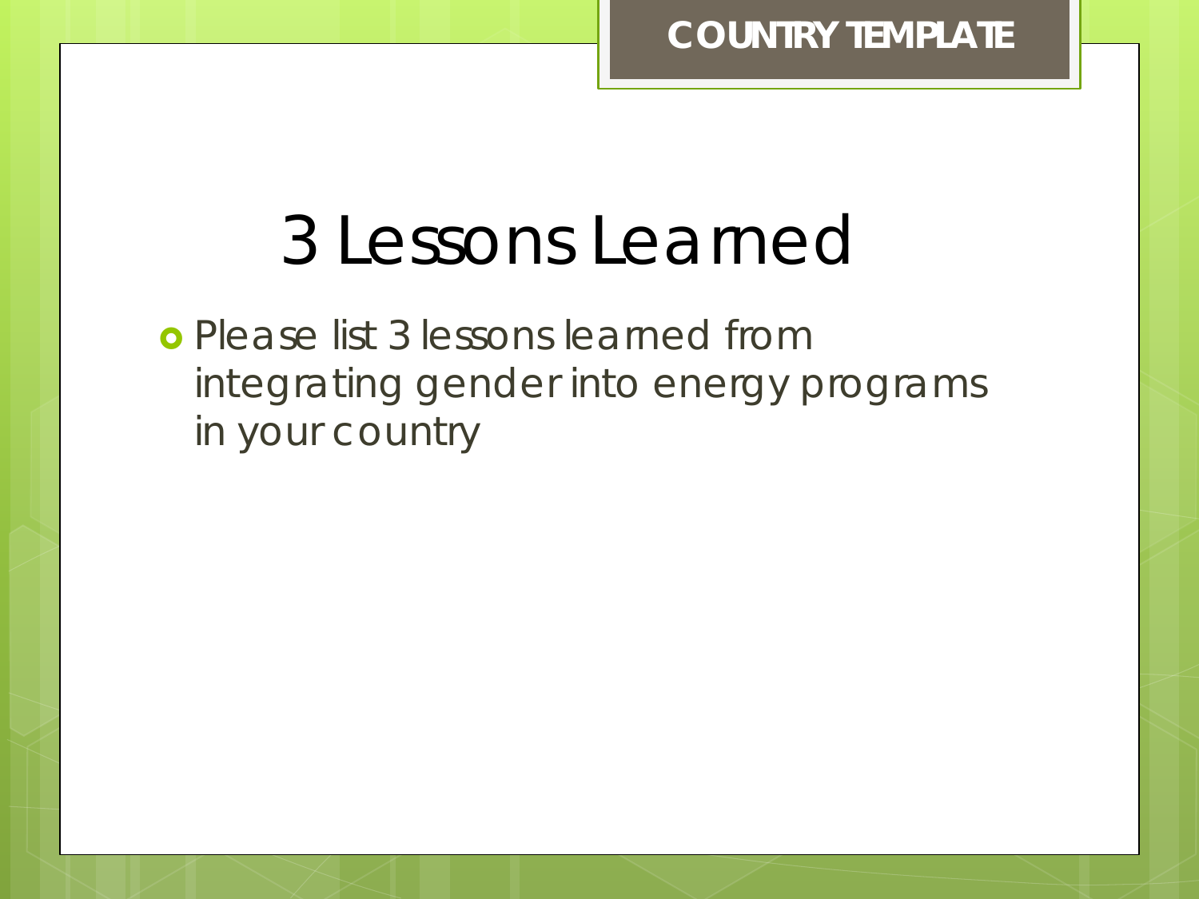COUNTRY TEMPLATE

# 3 Lessons Learned

- Please list 3 lessons learned from integrating gender into energy programs in your country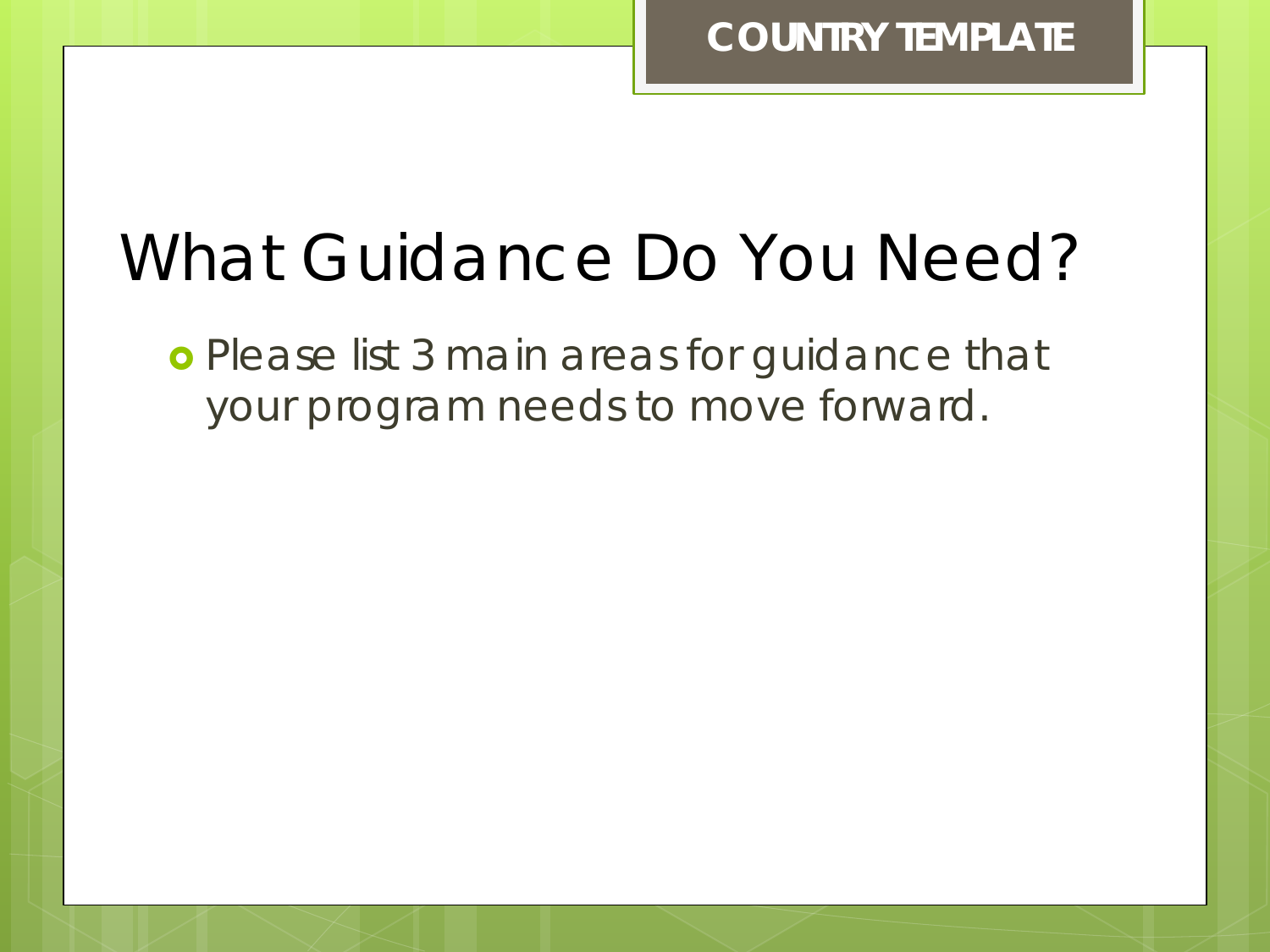COUNTRY TEMPLATE

# What Guidance Do You Need?

- Please list 3 main areas for guidance that your program needs to move forward.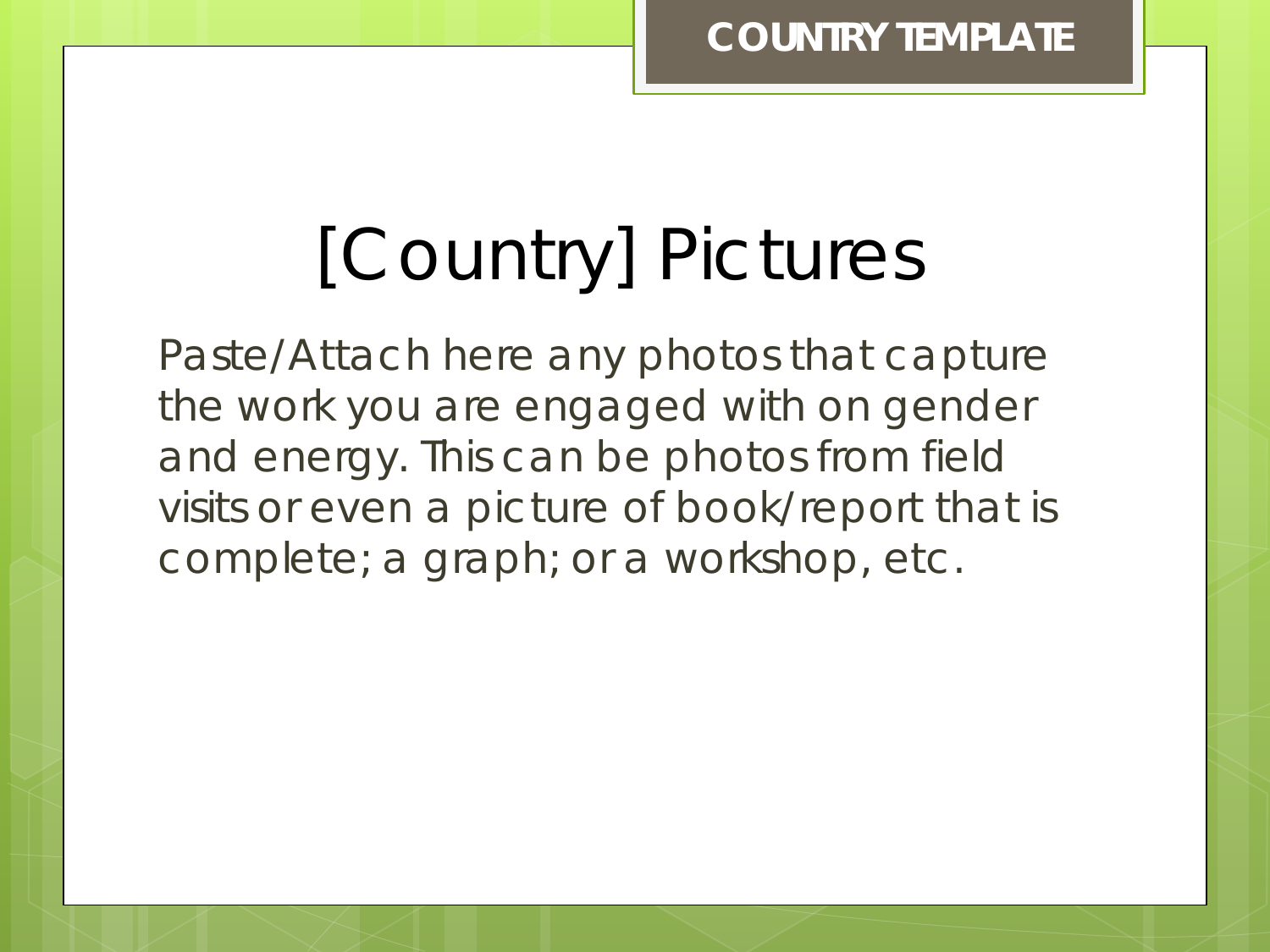COUNTRY TEMPLATE

# [Country] Pictures

Paste/Attach here any photos that capture the work you are engaged with on gender and energy. This can be photos from field visits or even a picture of book/report that is complete; a graph; or a workshop, etc.